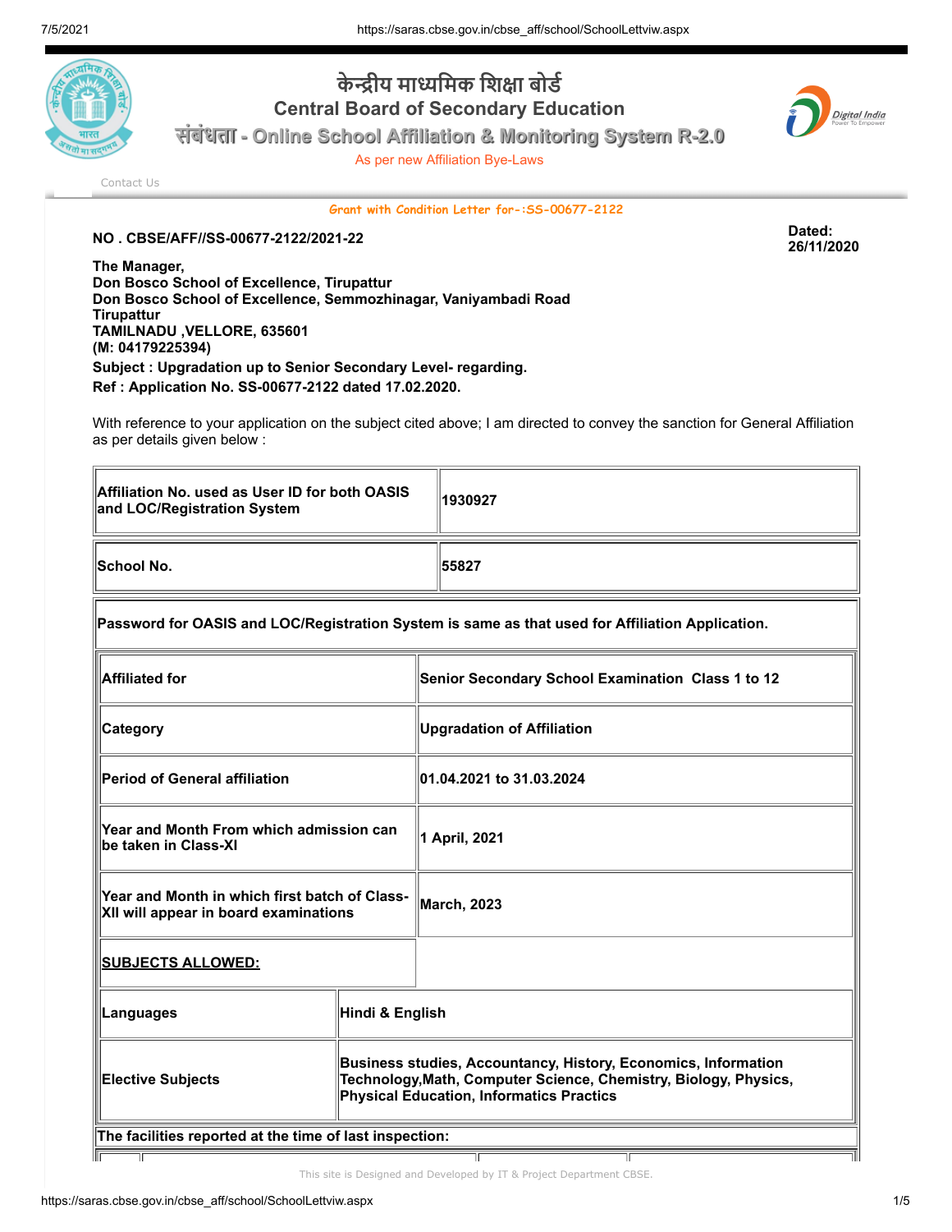# केन्द्रीय माध्यमिक शिक्षा बोर्ड

## Central Board of Secondary Education

### संबंधता - Online School Affiliation & Monitoring System R-2.0

As per new Affiliation Bye-Laws

Contact Us

**Grant with Condition Letter for-:SS-00677-2122**

**NO . CBSE/AFF//SS-00677-2122/2021-22**

**Dated: 26/11/2020**

**The Manager,**
**Don Bosco School of Excellence, Tirupattur**
**Don Bosco School of Excellence, Semmozhinagar, Vaniyambadi Road**
**Tirupattur**
**TAMILNADU ,VELLORE, 635601**
**(M: 04179225394)**

**Subject : Upgradation up to Senior Secondary Level- regarding.**

**Ref : Application No. SS-00677-2122 dated 17.02.2020.**

With reference to your application on the subject cited above; I am directed to convey the sanction for General Affiliation as per details given below :

| | |
|---|---|
| **Affiliation No. used as User ID for both OASIS and LOC/Registration System** | **1930927** |
| **School No.** | **55827** |

**Password for OASIS and LOC/Registration System is same as that used for Affiliation Application.**

| | |
|---|---|
| **Affiliated for** | **Senior Secondary School Examination Class 1 to 12** |
| **Category** | **Upgradation of Affiliation** |
| **Period of General affiliation** | **01.04.2021 to 31.03.2024** |
| **Year and Month From which admission can be taken in Class-XI** | **1 April, 2021** |
| **Year and Month in which first batch of Class-XII will appear in board examinations** | **March, 2023** |
| **SUBJECTS ALLOWED:** | |
| **Languages** | **Hindi & English** |
| **Elective Subjects** | **Business studies, Accountancy, History, Economics, Information Technology,Math, Computer Science, Chemistry, Biology, Physics, Physical Education, Informatics Practics** |

**The facilities reported at the time of last inspection:**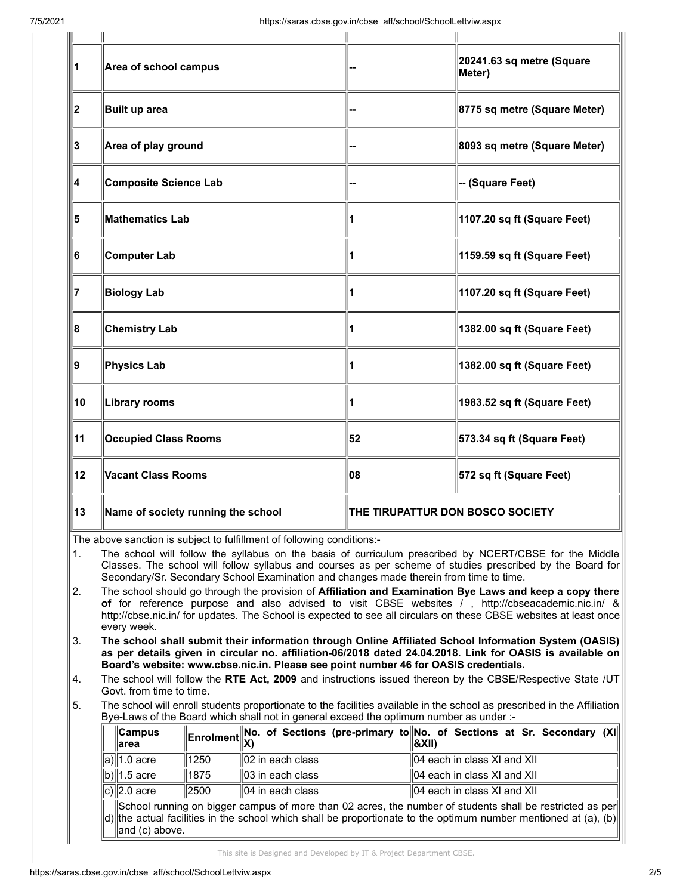| | | | |
|---|---|---|---|
| 1 | Area of school campus | -- | 20241.63 sq metre (Square Meter) |
| 2 | Built up area | -- | 8775 sq metre (Square Meter) |
| 3 | Area of play ground | -- | 8093 sq metre (Square Meter) |
| 4 | Composite Science Lab | -- | -- (Square Feet) |
| 5 | Mathematics Lab | 1 | 1107.20 sq ft (Square Feet) |
| 6 | Computer Lab | 1 | 1159.59 sq ft (Square Feet) |
| 7 | Biology Lab | 1 | 1107.20 sq ft (Square Feet) |
| 8 | Chemistry Lab | 1 | 1382.00 sq ft (Square Feet) |
| 9 | Physics Lab | 1 | 1382.00 sq ft (Square Feet) |
| 10 | Library rooms | 1 | 1983.52 sq ft (Square Feet) |
| 11 | Occupied Class Rooms | 52 | 573.34 sq ft (Square Feet) |
| 12 | Vacant Class Rooms | 08 | 572 sq ft (Square Feet) |
| 13 | Name of society running the school | THE TIRUPATTUR DON BOSCO SOCIETY | |

The above sanction is subject to fulfillment of following conditions:-

1. The school will follow the syllabus on the basis of curriculum prescribed by NCERT/CBSE for the Middle Classes. The school will follow syllabus and courses as per scheme of studies prescribed by the Board for Secondary/Sr. Secondary School Examination and changes made therein from time to time.
2. The school should go through the provision of **Affiliation and Examination Bye Laws and keep a copy there of** for reference purpose and also advised to visit CBSE websites / , http://cbseacademic.nic.in/ & http://cbse.nic.in/ for updates. The School is expected to see all circulars on these CBSE websites at least once every week.
3. **The school shall submit their information through Online Affiliated School Information System (OASIS) as per details given in circular no. affiliation-06/2018 dated 24.04.2018. Link for OASIS is available on Board's website: www.cbse.nic.in. Please see point number 46 for OASIS credentials.**
4. The school will follow the **RTE Act, 2009** and instructions issued thereon by the CBSE/Respective State /UT Govt. from time to time.
5. The school will enroll students proportionate to the facilities available in the school as prescribed in the Affiliation Bye-Laws of the Board which shall not in general exceed the optimum number as under :-

| | Campus area | Enrolment | No. of Sections (pre-primary to X) | No. of Sections at Sr. Secondary (XI &XII) |
|---|---|---|---|---|
| a) | 1.0 acre | 1250 | 02 in each class | 04 each in class XI and XII |
| b) | 1.5 acre | 1875 | 03 in each class | 04 each in class XI and XII |
| c) | 2.0 acre | 2500 | 04 in each class | 04 each in class XI and XII |
| d) | School running on bigger campus of more than 02 acres, the number of students shall be restricted as per the actual facilities in the school which shall be proportionate to the optimum number mentioned at (a), (b) and (c) above. | | | |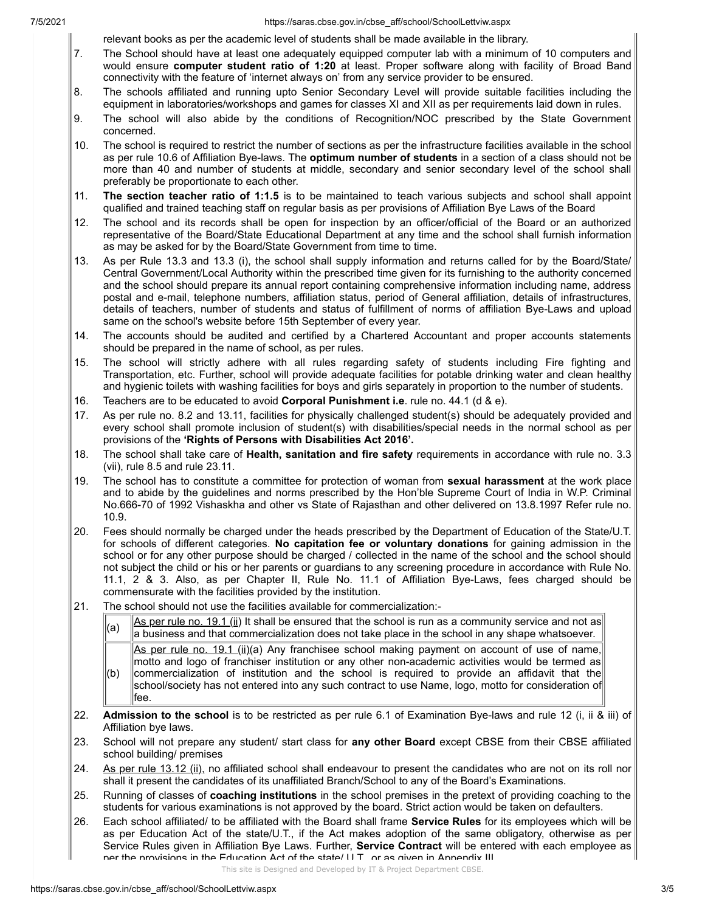relevant books as per the academic level of students shall be made available in the library.

7. The School should have at least one adequately equipped computer lab with a minimum of 10 computers and would ensure **computer student ratio of 1:20** at least. Proper software along with facility of Broad Band connectivity with the feature of 'internet always on' from any service provider to be ensured.
8. The schools affiliated and running upto Senior Secondary Level will provide suitable facilities including the equipment in laboratories/workshops and games for classes XI and XII as per requirements laid down in rules.
9. The school will also abide by the conditions of Recognition/NOC prescribed by the State Government concerned.
10. The school is required to restrict the number of sections as per the infrastructure facilities available in the school as per rule 10.6 of Affiliation Bye-laws. The **optimum number of students** in a section of a class should not be more than 40 and number of students at middle, secondary and senior secondary level of the school shall preferably be proportionate to each other.
11. **The section teacher ratio of 1:1.5** is to be maintained to teach various subjects and school shall appoint qualified and trained teaching staff on regular basis as per provisions of Affiliation Bye Laws of the Board
12. The school and its records shall be open for inspection by an officer/official of the Board or an authorized representative of the Board/State Educational Department at any time and the school shall furnish information as may be asked for by the Board/State Government from time to time.
13. As per Rule 13.3 and 13.3 (i), the school shall supply information and returns called for by the Board/State/ Central Government/Local Authority within the prescribed time given for its furnishing to the authority concerned and the school should prepare its annual report containing comprehensive information including name, address postal and e-mail, telephone numbers, affiliation status, period of General affiliation, details of infrastructures, details of teachers, number of students and status of fulfillment of norms of affiliation Bye-Laws and upload same on the school's website before 15th September of every year.
14. The accounts should be audited and certified by a Chartered Accountant and proper accounts statements should be prepared in the name of school, as per rules.
15. The school will strictly adhere with all rules regarding safety of students including Fire fighting and Transportation, etc. Further, school will provide adequate facilities for potable drinking water and clean healthy and hygienic toilets with washing facilities for boys and girls separately in proportion to the number of students.
16. Teachers are to be educated to avoid **Corporal Punishment i.e**. rule no. 44.1 (d & e).
17. As per rule no. 8.2 and 13.11, facilities for physically challenged student(s) should be adequately provided and every school shall promote inclusion of student(s) with disabilities/special needs in the normal school as per provisions of the **'Rights of Persons with Disabilities Act 2016'.**
18. The school shall take care of **Health, sanitation and fire safety** requirements in accordance with rule no. 3.3 (vii), rule 8.5 and rule 23.11.
19. The school has to constitute a committee for protection of woman from **sexual harassment** at the work place and to abide by the guidelines and norms prescribed by the Hon'ble Supreme Court of India in W.P. Criminal No.666-70 of 1992 Vishaskha and other vs State of Rajasthan and other delivered on 13.8.1997 Refer rule no. 10.9.
20. Fees should normally be charged under the heads prescribed by the Department of Education of the State/U.T. for schools of different categories. **No capitation fee or voluntary donations** for gaining admission in the school or for any other purpose should be charged / collected in the name of the school and the school should not subject the child or his or her parents or guardians to any screening procedure in accordance with Rule No. 11.1, 2 & 3. Also, as per Chapter II, Rule No. 11.1 of Affiliation Bye-Laws, fees charged should be commensurate with the facilities provided by the institution.
21. The school should not use the facilities available for commercialization:-

| | |
|---|---|
| (a) | As per rule no. 19.1 (ii) It shall be ensured that the school is run as a community service and not as a business and that commercialization does not take place in the school in any shape whatsoever. |
| (b) | As per rule no. 19.1 (ii)(a) Any franchisee school making payment on account of use of name, motto and logo of franchiser institution or any other non-academic activities would be termed as commercialization of institution and the school is required to provide an affidavit that the school/society has not entered into any such contract to use Name, logo, motto for consideration of fee. |

22. **Admission to the school** is to be restricted as per rule 6.1 of Examination Bye-laws and rule 12 (i, ii & iii) of Affiliation bye laws.
23. School will not prepare any student/ start class for **any other Board** except CBSE from their CBSE affiliated school building/ premises
24. As per rule 13.12 (ii), no affiliated school shall endeavour to present the candidates who are not on its roll nor shall it present the candidates of its unaffiliated Branch/School to any of the Board's Examinations.
25. Running of classes of **coaching institutions** in the school premises in the pretext of providing coaching to the students for various examinations is not approved by the board. Strict action would be taken on defaulters.
26. Each school affiliated/ to be affiliated with the Board shall frame **Service Rules** for its employees which will be as per Education Act of the state/U.T., if the Act makes adoption of the same obligatory, otherwise as per Service Rules given in Affiliation Bye Laws. Further, **Service Contract** will be entered with each employee as per the provisions in the Education Act of the state/ U.T. or as given in Appendix III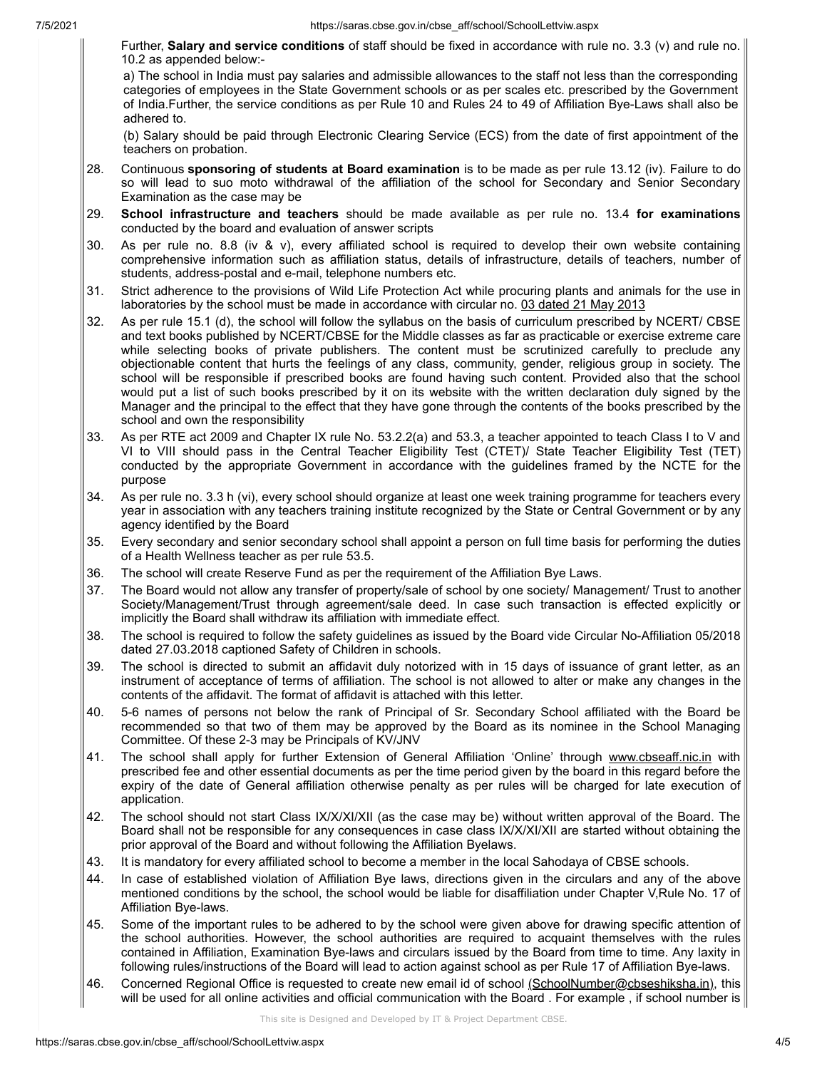Further, **Salary and service conditions** of staff should be fixed in accordance with rule no. 3.3 (v) and rule no. 10.2 as appended below:-

a) The school in India must pay salaries and admissible allowances to the staff not less than the corresponding categories of employees in the State Government schools or as per scales etc. prescribed by the Government of India.Further, the service conditions as per Rule 10 and Rules 24 to 49 of Affiliation Bye-Laws shall also be adhered to.

(b) Salary should be paid through Electronic Clearing Service (ECS) from the date of first appointment of the teachers on probation.

28. Continuous **sponsoring of students at Board examination** is to be made as per rule 13.12 (iv). Failure to do so will lead to suo moto withdrawal of the affiliation of the school for Secondary and Senior Secondary Examination as the case may be
29. **School infrastructure and teachers** should be made available as per rule no. 13.4 **for examinations** conducted by the board and evaluation of answer scripts
30. As per rule no. 8.8 (iv & v), every affiliated school is required to develop their own website containing comprehensive information such as affiliation status, details of infrastructure, details of teachers, number of students, address-postal and e-mail, telephone numbers etc.
31. Strict adherence to the provisions of Wild Life Protection Act while procuring plants and animals for the use in laboratories by the school must be made in accordance with circular no. 03 dated 21 May 2013
32. As per rule 15.1 (d), the school will follow the syllabus on the basis of curriculum prescribed by NCERT/ CBSE and text books published by NCERT/CBSE for the Middle classes as far as practicable or exercise extreme care while selecting books of private publishers. The content must be scrutinized carefully to preclude any objectionable content that hurts the feelings of any class, community, gender, religious group in society. The school will be responsible if prescribed books are found having such content. Provided also that the school would put a list of such books prescribed by it on its website with the written declaration duly signed by the Manager and the principal to the effect that they have gone through the contents of the books prescribed by the school and own the responsibility
33. As per RTE act 2009 and Chapter IX rule No. 53.2.2(a) and 53.3, a teacher appointed to teach Class I to V and VI to VIII should pass in the Central Teacher Eligibility Test (CTET)/ State Teacher Eligibility Test (TET) conducted by the appropriate Government in accordance with the guidelines framed by the NCTE for the purpose
34. As per rule no. 3.3 h (vi), every school should organize at least one week training programme for teachers every year in association with any teachers training institute recognized by the State or Central Government or by any agency identified by the Board
35. Every secondary and senior secondary school shall appoint a person on full time basis for performing the duties of a Health Wellness teacher as per rule 53.5.
36. The school will create Reserve Fund as per the requirement of the Affiliation Bye Laws.
37. The Board would not allow any transfer of property/sale of school by one society/ Management/ Trust to another Society/Management/Trust through agreement/sale deed. In case such transaction is effected explicitly or implicitly the Board shall withdraw its affiliation with immediate effect.
38. The school is required to follow the safety guidelines as issued by the Board vide Circular No-Affiliation 05/2018 dated 27.03.2018 captioned Safety of Children in schools.
39. The school is directed to submit an affidavit duly notorized with in 15 days of issuance of grant letter, as an instrument of acceptance of terms of affiliation. The school is not allowed to alter or make any changes in the contents of the affidavit. The format of affidavit is attached with this letter.
40. 5-6 names of persons not below the rank of Principal of Sr. Secondary School affiliated with the Board be recommended so that two of them may be approved by the Board as its nominee in the School Managing Committee. Of these 2-3 may be Principals of KV/JNV
41. The school shall apply for further Extension of General Affiliation 'Online' through www.cbseaff.nic.in with prescribed fee and other essential documents as per the time period given by the board in this regard before the expiry of the date of General affiliation otherwise penalty as per rules will be charged for late execution of application.
42. The school should not start Class IX/X/XI/XII (as the case may be) without written approval of the Board. The Board shall not be responsible for any consequences in case class IX/X/XI/XII are started without obtaining the prior approval of the Board and without following the Affiliation Byelaws.
43. It is mandatory for every affiliated school to become a member in the local Sahodaya of CBSE schools.
44. In case of established violation of Affiliation Bye laws, directions given in the circulars and any of the above mentioned conditions by the school, the school would be liable for disaffiliation under Chapter V,Rule No. 17 of Affiliation Bye-laws.
45. Some of the important rules to be adhered to by the school were given above for drawing specific attention of the school authorities. However, the school authorities are required to acquaint themselves with the rules contained in Affiliation, Examination Bye-laws and circulars issued by the Board from time to time. Any laxity in following rules/instructions of the Board will lead to action against school as per Rule 17 of Affiliation Bye-laws.
46. Concerned Regional Office is requested to create new email id of school (SchoolNumber@cbseshiksha.in), this will be used for all online activities and official communication with the Board . For example , if school number is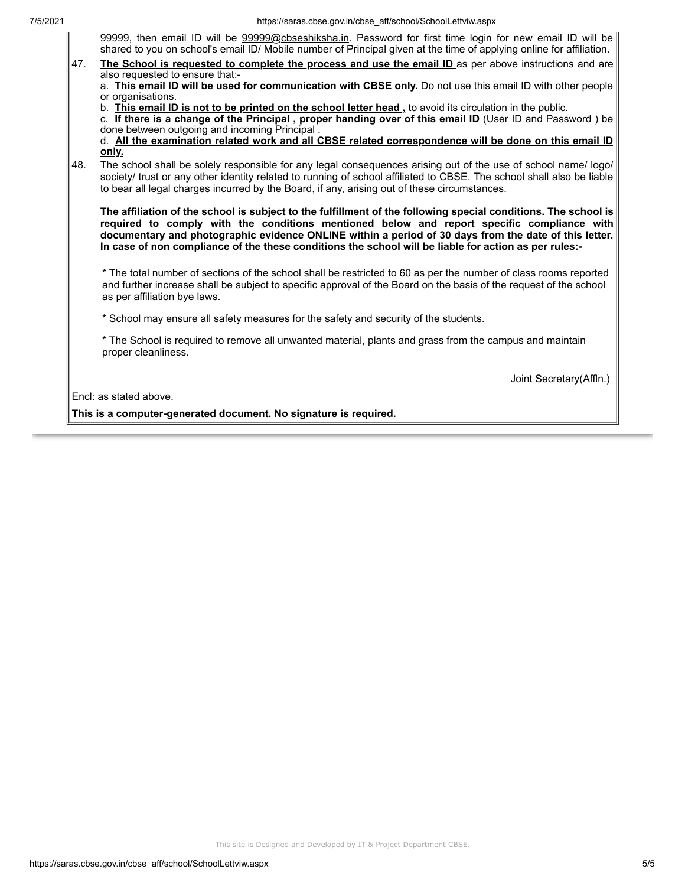99999, then email ID will be 99999@cbseshiksha.in. Password for first time login for new email ID will be shared to you on school's email ID/ Mobile number of Principal given at the time of applying online for affiliation.

47. **The School is requested to complete the process and use the email ID** as per above instructions and are also requested to ensure that:-

a. **This email ID will be used for communication with CBSE only.** Do not use this email ID with other people or organisations.

b. **This email ID is not to be printed on the school letter head ,** to avoid its circulation in the public.

c. **If there is a change of the Principal , proper handing over of this email ID** (User ID and Password ) be done between outgoing and incoming Principal .

d. **All the examination related work and all CBSE related correspondence will be done on this email ID only.**

48. The school shall be solely responsible for any legal consequences arising out of the use of school name/ logo/ society/ trust or any other identity related to running of school affiliated to CBSE. The school shall also be liable to bear all legal charges incurred by the Board, if any, arising out of these circumstances.

**The affiliation of the school is subject to the fulfillment of the following special conditions. The school is required to comply with the conditions mentioned below and report specific compliance with documentary and photographic evidence ONLINE within a period of 30 days from the date of this letter. In case of non compliance of the these conditions the school will be liable for action as per rules:-**

* The total number of sections of the school shall be restricted to 60 as per the number of class rooms reported and further increase shall be subject to specific approval of the Board on the basis of the request of the school as per affiliation bye laws.

* School may ensure all safety measures for the safety and security of the students.

* The School is required to remove all unwanted material, plants and grass from the campus and maintain proper cleanliness.

Joint Secretary(Affln.)

Encl: as stated above.

**This is a computer-generated document. No signature is required.**

This site is Designed and Developed by IT & Project Department CBSE.